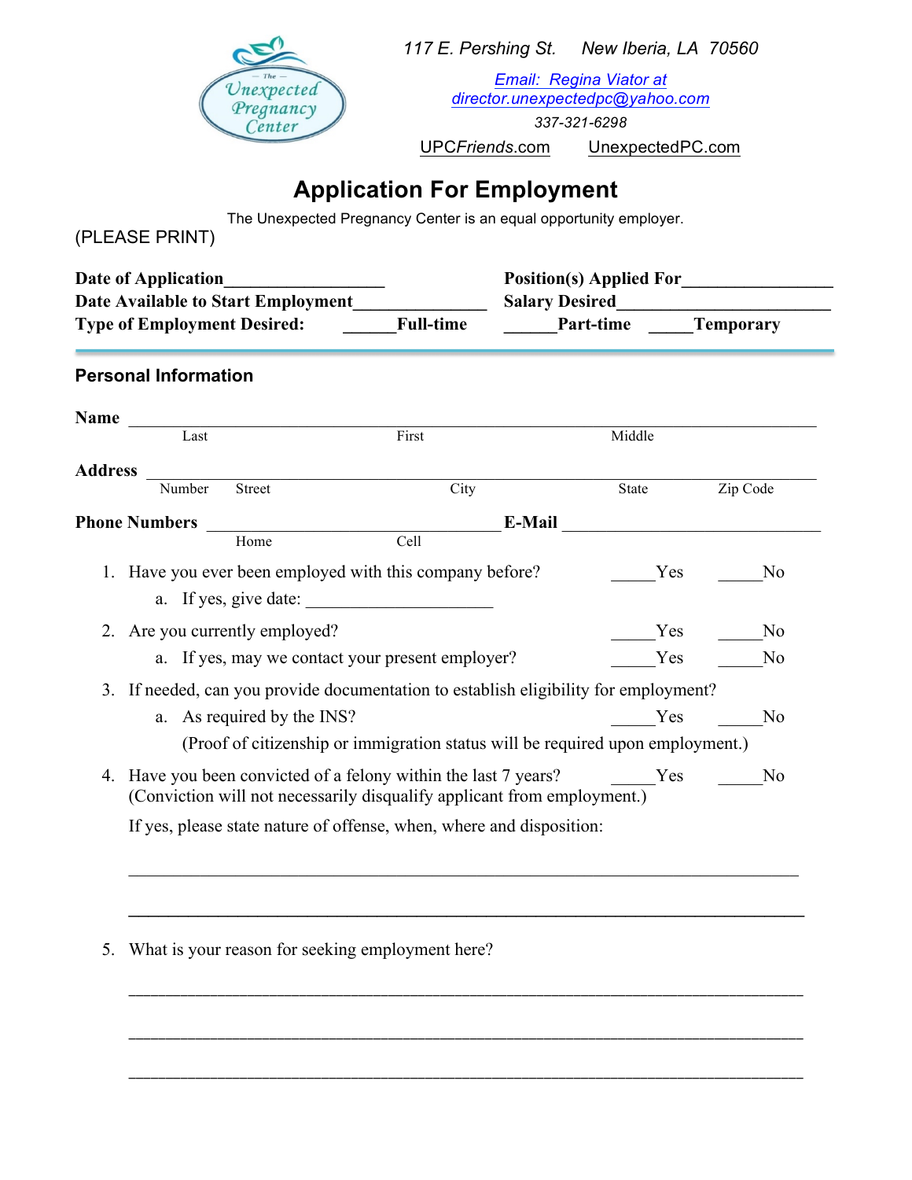The Unexpected Pregnancy Center

*117 E. Pershing St. New Iberia, LA 70560*

*Email: Regina Viator at director.unexpectedpc@yahoo.com*

*337-321-6298*

UPCFriends.com UnexpectedPC.com

# Application For Employment

The Unexpected Pregnancy Center is an equal opportunity employer.

(PLEASE PRINT)

**Date of Application**_________________ **Position(s) Applied For**________________

**Date Available to Start Employment**______________ **Salary Desired**_______________________

**Type of Employment Desired:** ______**Full-time** ______**Part-time** _____**Temporary**

## Personal Information

**Name** ________________________________________________________________
Last First Middle

**Address** ________________________________________________________________
Number Street City State Zip Code

**Phone Numbers** ________________________________ **E-Mail** ___________________________
Home Cell

1. Have you ever been employed with this company before? _____Yes _____No
   a. If yes, give date: ____________________
2. Are you currently employed? _____Yes _____No
   a. If yes, may we contact your present employer? _____Yes _____No
3. If needed, can you provide documentation to establish eligibility for employment?
   a. As required by the INS? _____Yes _____No
   (Proof of citizenship or immigration status will be required upon employment.)
4. Have you been convicted of a felony within the last 7 years? _____Yes _____No
   (Conviction will not necessarily disqualify applicant from employment.)

   If yes, please state nature of offense, when, where and disposition:

   ________________________________________________________________________

   ________________________________________________________________________

5. What is your reason for seeking employment here?

   ________________________________________________________________________

   ________________________________________________________________________

   ________________________________________________________________________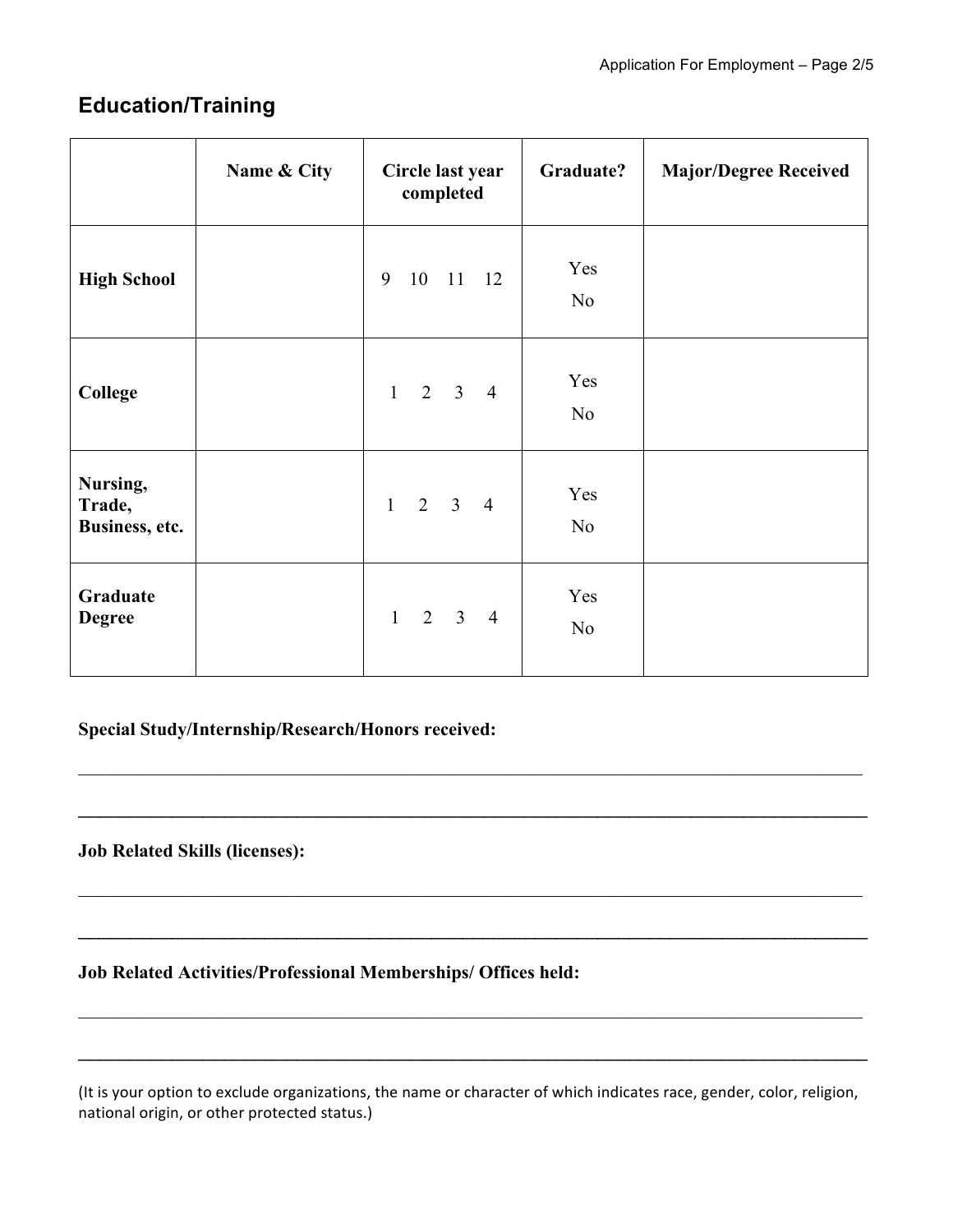## Education/Training

| | Name & City | Circle last year completed | Graduate? | Major/Degree Received |
|---|---|---|---|---|
| **High School** | | 9 10 11 12 | Yes No | |
| **College** | | 1 2 3 4 | Yes No | |
| **Nursing, Trade, Business, etc.** | | 1 2 3 4 | Yes No | |
| **Graduate Degree** | | 1 2 3 4 | Yes No | |

**Special Study/Internship/Research/Honors received:**

_______________________________________________________________________________

_______________________________________________________________________________

**Job Related Skills (licenses):**

_______________________________________________________________________________

_______________________________________________________________________________

**Job Related Activities/Professional Memberships/ Offices held:**

_______________________________________________________________________________

_______________________________________________________________________________

(It is your option to exclude organizations, the name or character of which indicates race, gender, color, religion, national origin, or other protected status.)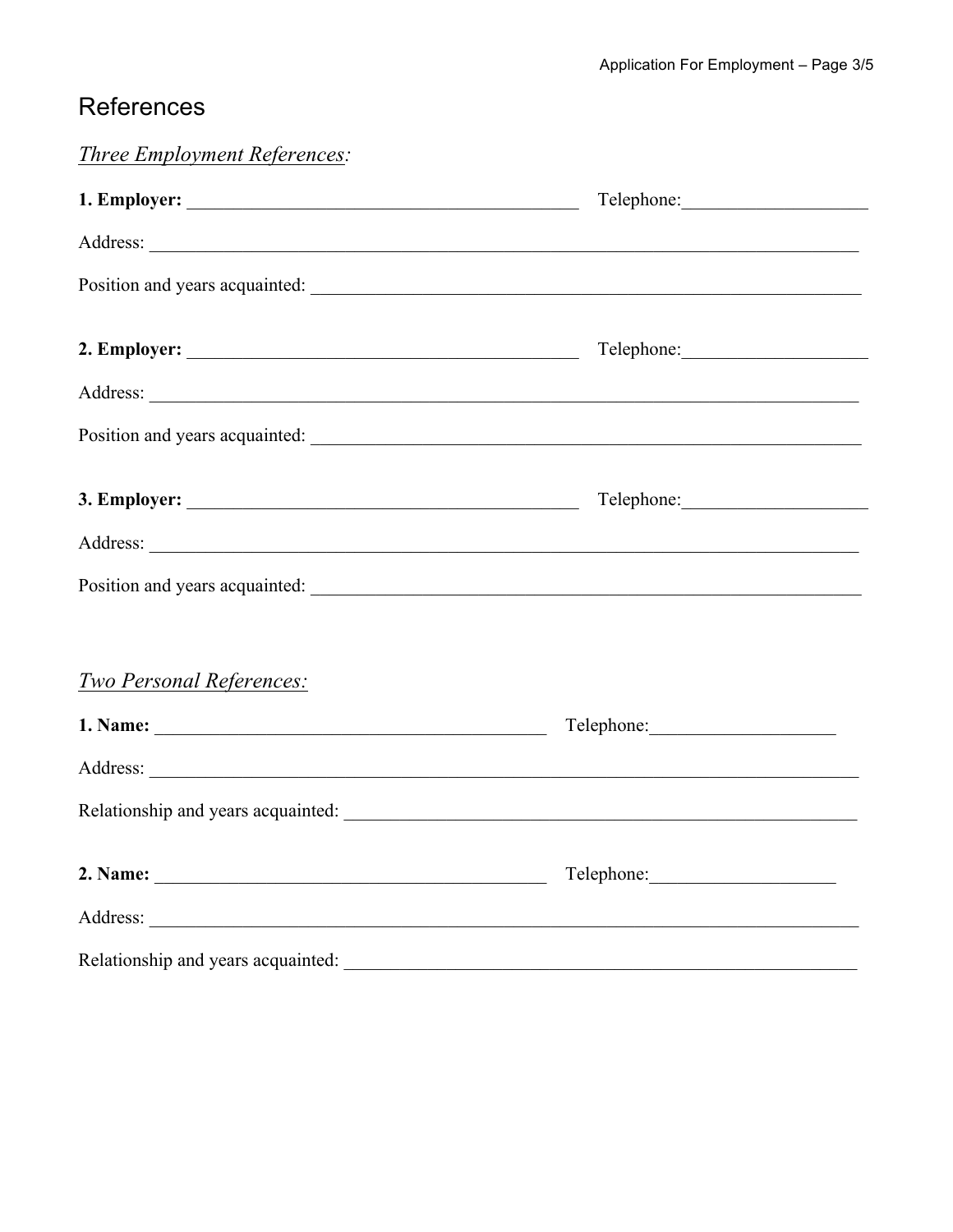## References

*Three Employment References:*

**1. Employer:** ____________________________________________ Telephone:____________________

Address: ________________________________________________________________________________

Position and years acquainted: __________________________________________________________

**2. Employer:** ____________________________________________ Telephone:____________________

Address: ________________________________________________________________________________

Position and years acquainted: __________________________________________________________

**3. Employer:** ____________________________________________ Telephone:____________________

Address: ________________________________________________________________________________

Position and years acquainted: __________________________________________________________

*Two Personal References:*

**1. Name:** ____________________________________________ Telephone:____________________

Address: ________________________________________________________________________________

Relationship and years acquainted: ______________________________________________________

**2. Name:** ____________________________________________ Telephone:____________________

Address: ________________________________________________________________________________

Relationship and years acquainted: ______________________________________________________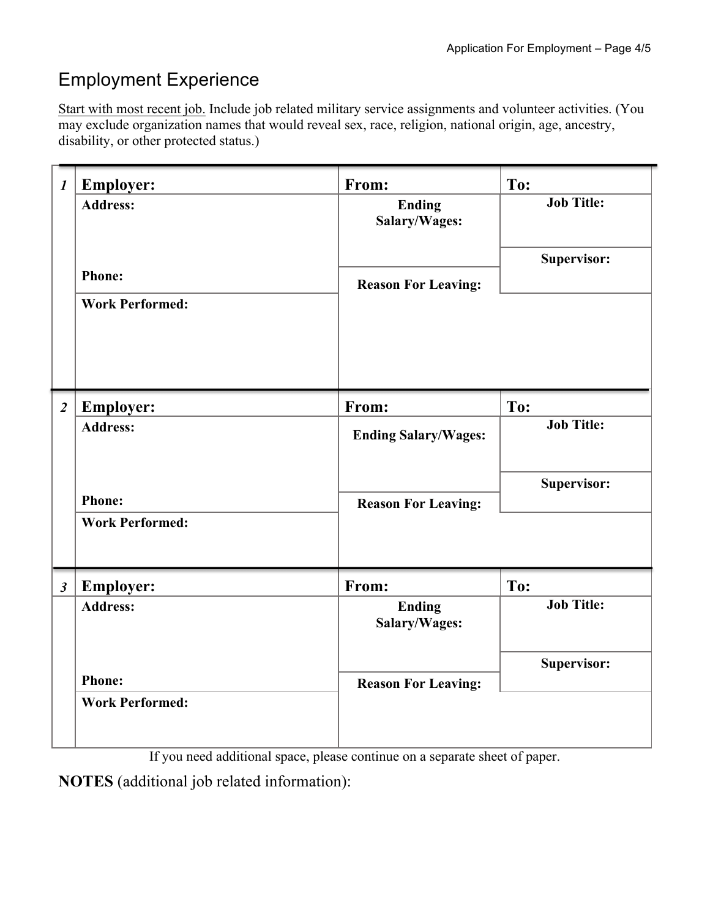## Employment Experience

Start with most recent job. Include job related military service assignments and volunteer activities. (You may exclude organization names that would reveal sex, race, religion, national origin, age, ancestry, disability, or other protected status.)

| | | | |
|---|---|---|---|
| *1* | **Employer:** | **From:** | **To:** |
| | **Address:** | **Ending Salary/Wages:** | **Job Title:** |
| | | | **Supervisor:** |
| | **Phone:** | **Reason For Leaving:** | |
| | **Work Performed:** | | |
| *2* | **Employer:** | **From:** | **To:** |
| | **Address:** | **Ending Salary/Wages:** | **Job Title:** |
| | | | **Supervisor:** |
| | **Phone:** | **Reason For Leaving:** | |
| | **Work Performed:** | | |
| *3* | **Employer:** | **From:** | **To:** |
| | **Address:** | **Ending Salary/Wages:** | **Job Title:** |
| | | | **Supervisor:** |
| | **Phone:** | **Reason For Leaving:** | |
| | **Work Performed:** | | |

If you need additional space, please continue on a separate sheet of paper.

**NOTES** (additional job related information):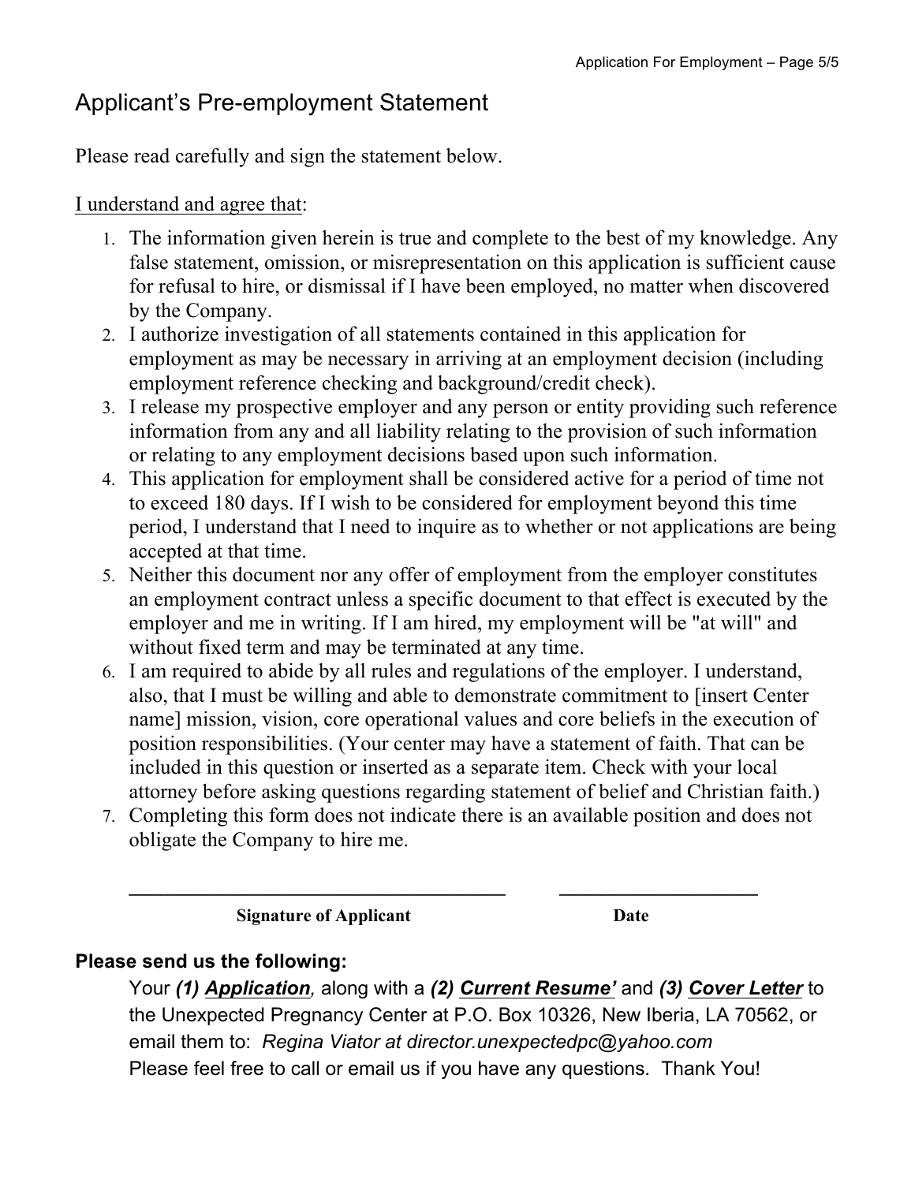# Applicant's Pre-employment Statement

Please read carefully and sign the statement below.

I understand and agree that:

1. The information given herein is true and complete to the best of my knowledge. Any false statement, omission, or misrepresentation on this application is sufficient cause for refusal to hire, or dismissal if I have been employed, no matter when discovered by the Company.
2. I authorize investigation of all statements contained in this application for employment as may be necessary in arriving at an employment decision (including employment reference checking and background/credit check).
3. I release my prospective employer and any person or entity providing such reference information from any and all liability relating to the provision of such information or relating to any employment decisions based upon such information.
4. This application for employment shall be considered active for a period of time not to exceed 180 days. If I wish to be considered for employment beyond this time period, I understand that I need to inquire as to whether or not applications are being accepted at that time.
5. Neither this document nor any offer of employment from the employer constitutes an employment contract unless a specific document to that effect is executed by the employer and me in writing. If I am hired, my employment will be "at will" and without fixed term and may be terminated at any time.
6. I am required to abide by all rules and regulations of the employer. I understand, also, that I must be willing and able to demonstrate commitment to [insert Center name] mission, vision, core operational values and core beliefs in the execution of position responsibilities. (Your center may have a statement of faith. That can be included in this question or inserted as a separate item. Check with your local attorney before asking questions regarding statement of belief and Christian faith.)
7. Completing this form does not indicate there is an available position and does not obligate the Company to hire me.

_______________________________________ _____________________

**Signature of Applicant** **Date**

**Please send us the following:**

Your ***(1) Application**,* along with a ***(2) Current Resume'*** and ***(3) Cover Letter*** to the Unexpected Pregnancy Center at P.O. Box 10326, New Iberia, LA 70562, or email them to: *Regina Viator at director.unexpectedpc@yahoo.com*
Please feel free to call or email us if you have any questions. Thank You!